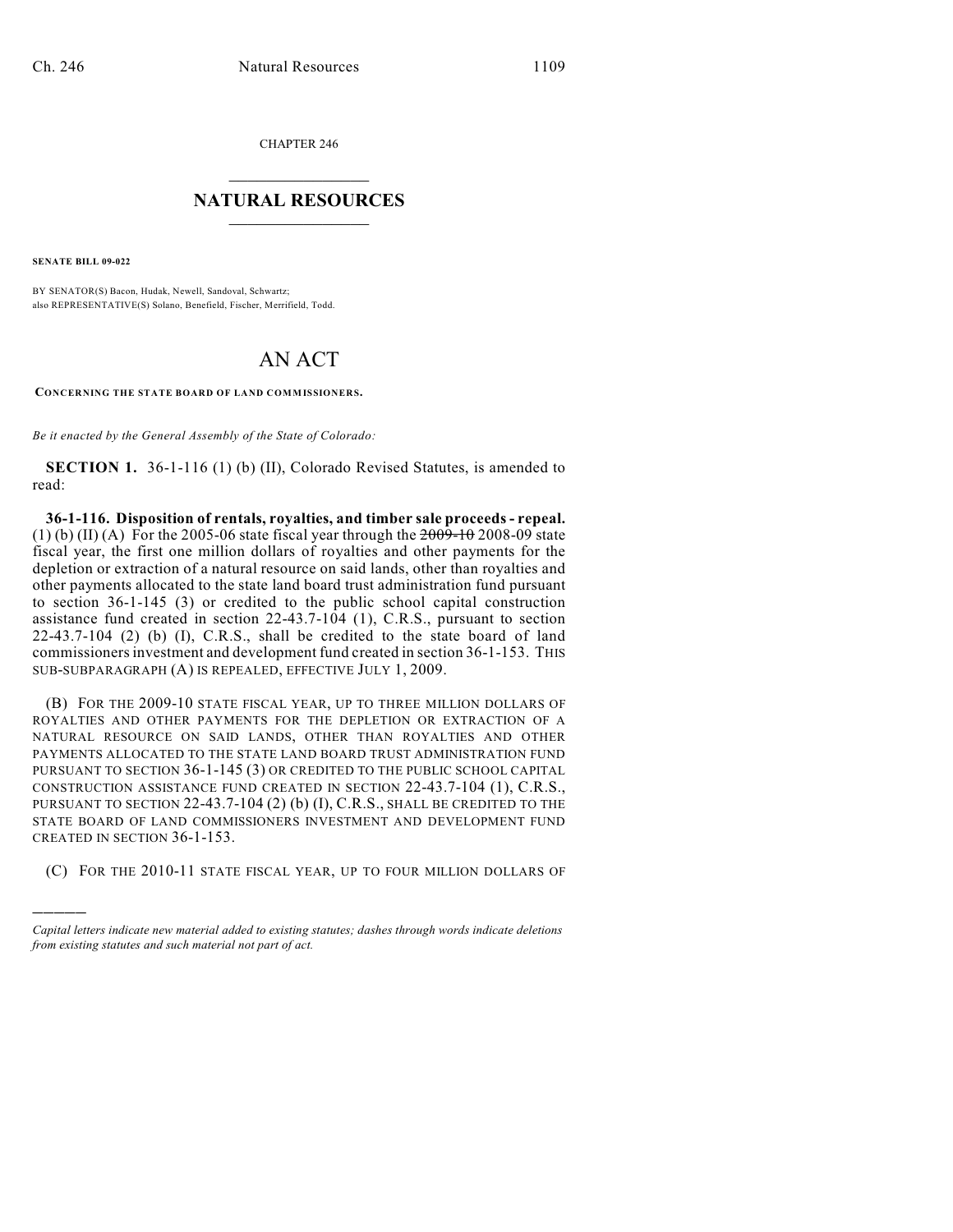CHAPTER 246

## NATURAL RESOURCES

**SENATE BILL 09-022**

BY SENATOR(S) Bacon, Hudak, Newell, Sandoval, Schwartz;
also REPRESENTATIVE(S) Solano, Benefield, Fischer, Merrifield, Todd.

# AN ACT

**CONCERNING THE STATE BOARD OF LAND COMMISSIONERS.**

*Be it enacted by the General Assembly of the State of Colorado:*

**SECTION 1.** 36-1-116 (1) (b) (II), Colorado Revised Statutes, is amended to read:

**36-1-116. Disposition of rentals, royalties, and timber sale proceeds - repeal.** (1) (b) (II) (A) For the 2005-06 state fiscal year through the ~~2009-10~~ 2008-09 state fiscal year, the first one million dollars of royalties and other payments for the depletion or extraction of a natural resource on said lands, other than royalties and other payments allocated to the state land board trust administration fund pursuant to section 36-1-145 (3) or credited to the public school capital construction assistance fund created in section 22-43.7-104 (1), C.R.S., pursuant to section 22-43.7-104 (2) (b) (I), C.R.S., shall be credited to the state board of land commissioners investment and development fund created in section 36-1-153. THIS SUB-SUBPARAGRAPH (A) IS REPEALED, EFFECTIVE JULY 1, 2009.

(B) FOR THE 2009-10 STATE FISCAL YEAR, UP TO THREE MILLION DOLLARS OF ROYALTIES AND OTHER PAYMENTS FOR THE DEPLETION OR EXTRACTION OF A NATURAL RESOURCE ON SAID LANDS, OTHER THAN ROYALTIES AND OTHER PAYMENTS ALLOCATED TO THE STATE LAND BOARD TRUST ADMINISTRATION FUND PURSUANT TO SECTION 36-1-145 (3) OR CREDITED TO THE PUBLIC SCHOOL CAPITAL CONSTRUCTION ASSISTANCE FUND CREATED IN SECTION 22-43.7-104 (1), C.R.S., PURSUANT TO SECTION 22-43.7-104 (2) (b) (I), C.R.S., SHALL BE CREDITED TO THE STATE BOARD OF LAND COMMISSIONERS INVESTMENT AND DEVELOPMENT FUND CREATED IN SECTION 36-1-153.

(C) FOR THE 2010-11 STATE FISCAL YEAR, UP TO FOUR MILLION DOLLARS OF

---

*Capital letters indicate new material added to existing statutes; dashes through words indicate deletions from existing statutes and such material not part of act.*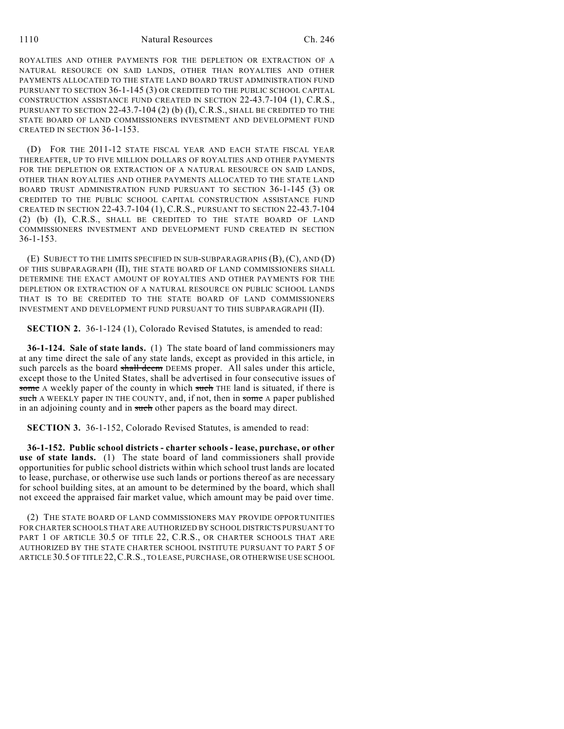ROYALTIES AND OTHER PAYMENTS FOR THE DEPLETION OR EXTRACTION OF A NATURAL RESOURCE ON SAID LANDS, OTHER THAN ROYALTIES AND OTHER PAYMENTS ALLOCATED TO THE STATE LAND BOARD TRUST ADMINISTRATION FUND PURSUANT TO SECTION 36-1-145 (3) OR CREDITED TO THE PUBLIC SCHOOL CAPITAL CONSTRUCTION ASSISTANCE FUND CREATED IN SECTION 22-43.7-104 (1), C.R.S., PURSUANT TO SECTION 22-43.7-104 (2) (b) (I), C.R.S., SHALL BE CREDITED TO THE STATE BOARD OF LAND COMMISSIONERS INVESTMENT AND DEVELOPMENT FUND CREATED IN SECTION 36-1-153.

(D) FOR THE 2011-12 STATE FISCAL YEAR AND EACH STATE FISCAL YEAR THEREAFTER, UP TO FIVE MILLION DOLLARS OF ROYALTIES AND OTHER PAYMENTS FOR THE DEPLETION OR EXTRACTION OF A NATURAL RESOURCE ON SAID LANDS, OTHER THAN ROYALTIES AND OTHER PAYMENTS ALLOCATED TO THE STATE LAND BOARD TRUST ADMINISTRATION FUND PURSUANT TO SECTION 36-1-145 (3) OR CREDITED TO THE PUBLIC SCHOOL CAPITAL CONSTRUCTION ASSISTANCE FUND CREATED IN SECTION 22-43.7-104 (1), C.R.S., PURSUANT TO SECTION 22-43.7-104 (2) (b) (I), C.R.S., SHALL BE CREDITED TO THE STATE BOARD OF LAND COMMISSIONERS INVESTMENT AND DEVELOPMENT FUND CREATED IN SECTION 36-1-153.

(E) SUBJECT TO THE LIMITS SPECIFIED IN SUB-SUBPARAGRAPHS (B), (C), AND (D) OF THIS SUBPARAGRAPH (II), THE STATE BOARD OF LAND COMMISSIONERS SHALL DETERMINE THE EXACT AMOUNT OF ROYALTIES AND OTHER PAYMENTS FOR THE DEPLETION OR EXTRACTION OF A NATURAL RESOURCE ON PUBLIC SCHOOL LANDS THAT IS TO BE CREDITED TO THE STATE BOARD OF LAND COMMISSIONERS INVESTMENT AND DEVELOPMENT FUND PURSUANT TO THIS SUBPARAGRAPH (II).

**SECTION 2.** 36-1-124 (1), Colorado Revised Statutes, is amended to read:

**36-1-124. Sale of state lands.** (1) The state board of land commissioners may at any time direct the sale of any state lands, except as provided in this article, in such parcels as the board ~~shall deem~~ DEEMS proper. All sales under this article, except those to the United States, shall be advertised in four consecutive issues of ~~some~~ A weekly paper of the county in which ~~such~~ THE land is situated, if there is ~~such~~ A WEEKLY paper IN THE COUNTY, and, if not, then in ~~some~~ A paper published in an adjoining county and in ~~such~~ other papers as the board may direct.

**SECTION 3.** 36-1-152, Colorado Revised Statutes, is amended to read:

**36-1-152. Public school districts - charter schools - lease, purchase, or other use of state lands.** (1) The state board of land commissioners shall provide opportunities for public school districts within which school trust lands are located to lease, purchase, or otherwise use such lands or portions thereof as are necessary for school building sites, at an amount to be determined by the board, which shall not exceed the appraised fair market value, which amount may be paid over time.

(2) THE STATE BOARD OF LAND COMMISSIONERS MAY PROVIDE OPPORTUNITIES FOR CHARTER SCHOOLS THAT ARE AUTHORIZED BY SCHOOL DISTRICTS PURSUANT TO PART 1 OF ARTICLE 30.5 OF TITLE 22, C.R.S., OR CHARTER SCHOOLS THAT ARE AUTHORIZED BY THE STATE CHARTER SCHOOL INSTITUTE PURSUANT TO PART 5 OF ARTICLE 30.5 OF TITLE 22, C.R.S., TO LEASE, PURCHASE, OR OTHERWISE USE SCHOOL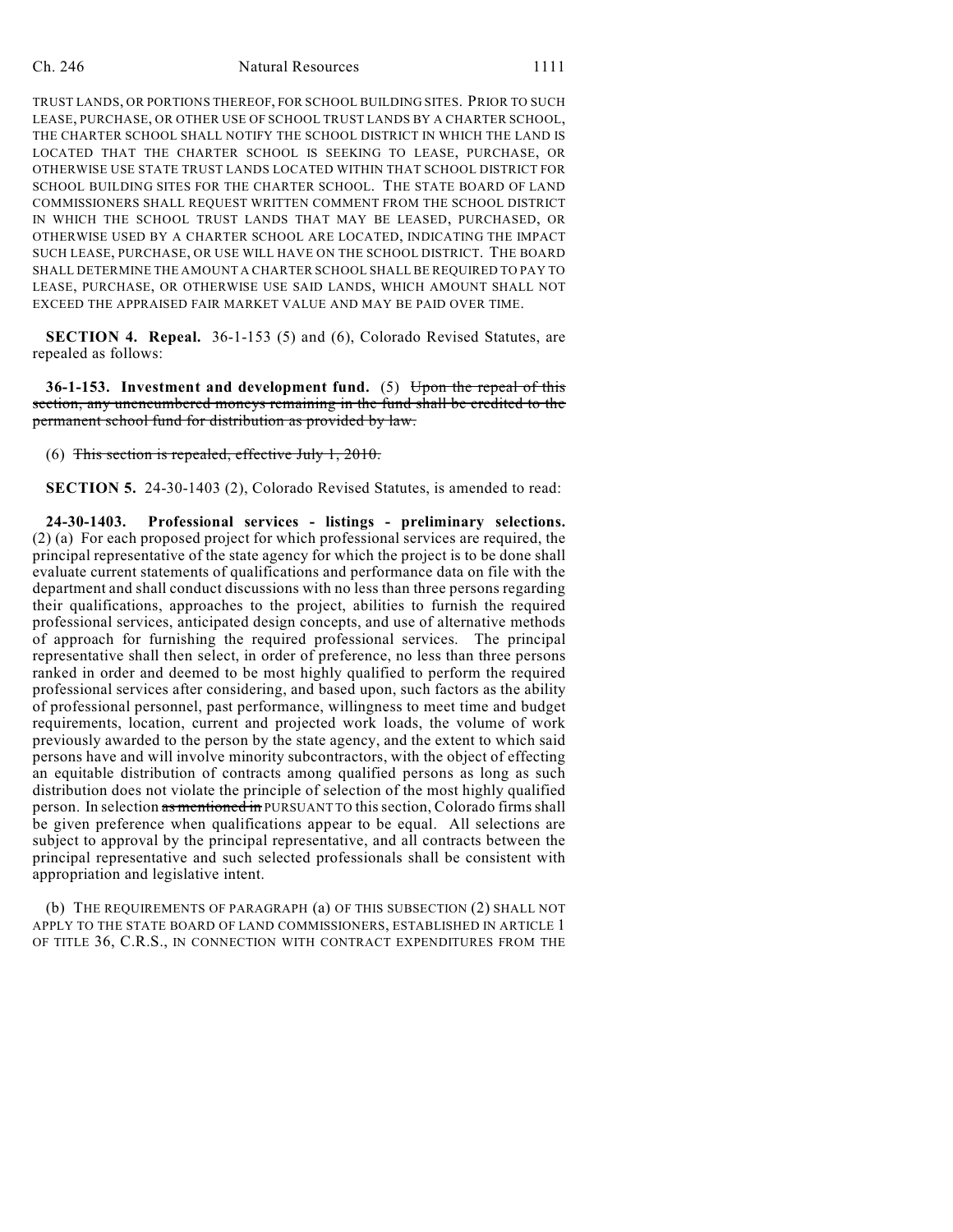TRUST LANDS, OR PORTIONS THEREOF, FOR SCHOOL BUILDING SITES. PRIOR TO SUCH LEASE, PURCHASE, OR OTHER USE OF SCHOOL TRUST LANDS BY A CHARTER SCHOOL, THE CHARTER SCHOOL SHALL NOTIFY THE SCHOOL DISTRICT IN WHICH THE LAND IS LOCATED THAT THE CHARTER SCHOOL IS SEEKING TO LEASE, PURCHASE, OR OTHERWISE USE STATE TRUST LANDS LOCATED WITHIN THAT SCHOOL DISTRICT FOR SCHOOL BUILDING SITES FOR THE CHARTER SCHOOL. THE STATE BOARD OF LAND COMMISSIONERS SHALL REQUEST WRITTEN COMMENT FROM THE SCHOOL DISTRICT IN WHICH THE SCHOOL TRUST LANDS THAT MAY BE LEASED, PURCHASED, OR OTHERWISE USED BY A CHARTER SCHOOL ARE LOCATED, INDICATING THE IMPACT SUCH LEASE, PURCHASE, OR USE WILL HAVE ON THE SCHOOL DISTRICT. THE BOARD SHALL DETERMINE THE AMOUNT A CHARTER SCHOOL SHALL BE REQUIRED TO PAY TO LEASE, PURCHASE, OR OTHERWISE USE SAID LANDS, WHICH AMOUNT SHALL NOT EXCEED THE APPRAISED FAIR MARKET VALUE AND MAY BE PAID OVER TIME.

**SECTION 4. Repeal.** 36-1-153 (5) and (6), Colorado Revised Statutes, are repealed as follows:

**36-1-153. Investment and development fund.** (5) ~~Upon the repeal of this section, any unencumbered moneys remaining in the fund shall be credited to the permanent school fund for distribution as provided by law.~~

(6) ~~This section is repealed, effective July 1, 2010.~~

**SECTION 5.** 24-30-1403 (2), Colorado Revised Statutes, is amended to read:

**24-30-1403. Professional services - listings - preliminary selections.** (2) (a) For each proposed project for which professional services are required, the principal representative of the state agency for which the project is to be done shall evaluate current statements of qualifications and performance data on file with the department and shall conduct discussions with no less than three persons regarding their qualifications, approaches to the project, abilities to furnish the required professional services, anticipated design concepts, and use of alternative methods of approach for furnishing the required professional services. The principal representative shall then select, in order of preference, no less than three persons ranked in order and deemed to be most highly qualified to perform the required professional services after considering, and based upon, such factors as the ability of professional personnel, past performance, willingness to meet time and budget requirements, location, current and projected work loads, the volume of work previously awarded to the person by the state agency, and the extent to which said persons have and will involve minority subcontractors, with the object of effecting an equitable distribution of contracts among qualified persons as long as such distribution does not violate the principle of selection of the most highly qualified person. In selection ~~as mentioned in~~ PURSUANT TO this section, Colorado firms shall be given preference when qualifications appear to be equal. All selections are subject to approval by the principal representative, and all contracts between the principal representative and such selected professionals shall be consistent with appropriation and legislative intent.

(b) THE REQUIREMENTS OF PARAGRAPH (a) OF THIS SUBSECTION (2) SHALL NOT APPLY TO THE STATE BOARD OF LAND COMMISSIONERS, ESTABLISHED IN ARTICLE 1 OF TITLE 36, C.R.S., IN CONNECTION WITH CONTRACT EXPENDITURES FROM THE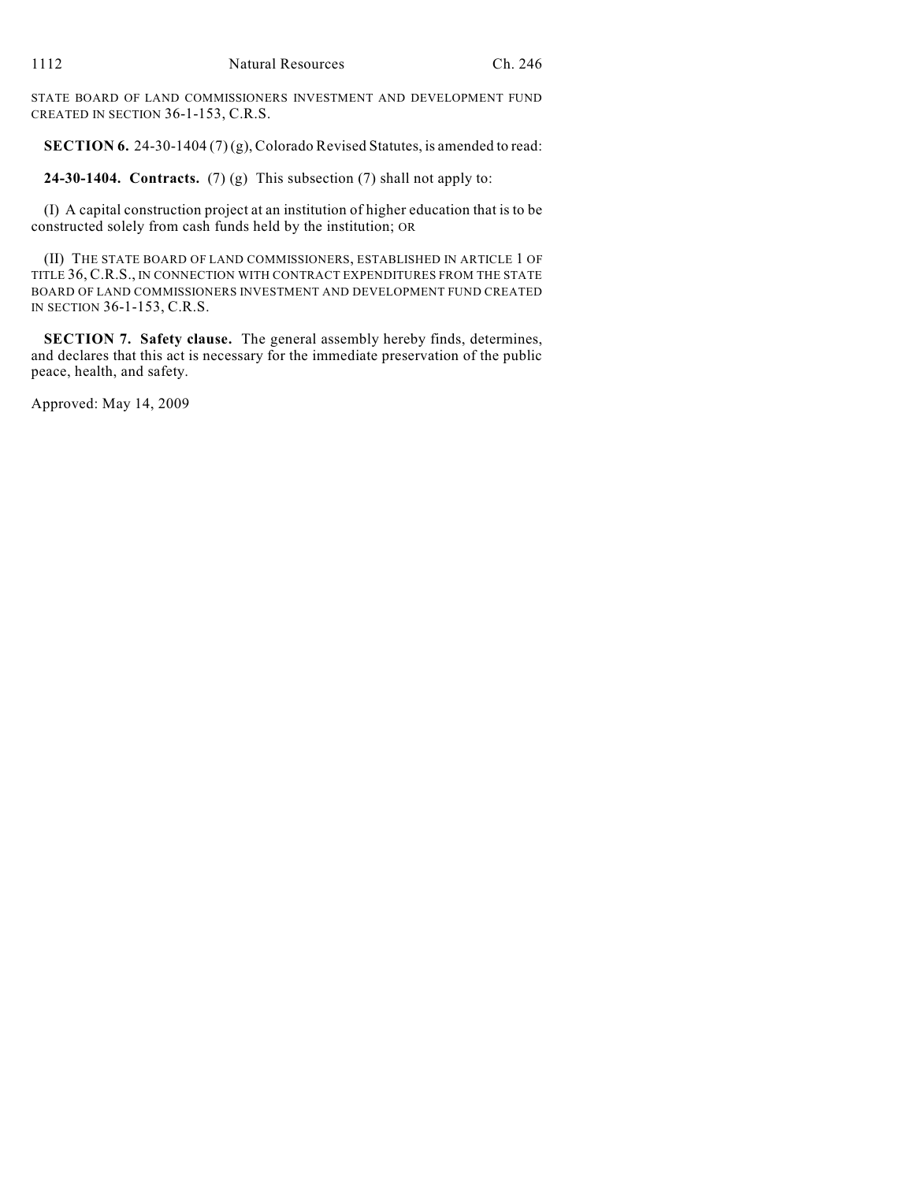STATE BOARD OF LAND COMMISSIONERS INVESTMENT AND DEVELOPMENT FUND CREATED IN SECTION 36-1-153, C.R.S.

**SECTION 6.** 24-30-1404 (7) (g), Colorado Revised Statutes, is amended to read:

**24-30-1404. Contracts.** (7) (g) This subsection (7) shall not apply to:

(I) A capital construction project at an institution of higher education that is to be constructed solely from cash funds held by the institution; OR

(II) THE STATE BOARD OF LAND COMMISSIONERS, ESTABLISHED IN ARTICLE 1 OF TITLE 36, C.R.S., IN CONNECTION WITH CONTRACT EXPENDITURES FROM THE STATE BOARD OF LAND COMMISSIONERS INVESTMENT AND DEVELOPMENT FUND CREATED IN SECTION 36-1-153, C.R.S.

**SECTION 7. Safety clause.** The general assembly hereby finds, determines, and declares that this act is necessary for the immediate preservation of the public peace, health, and safety.

Approved: May 14, 2009